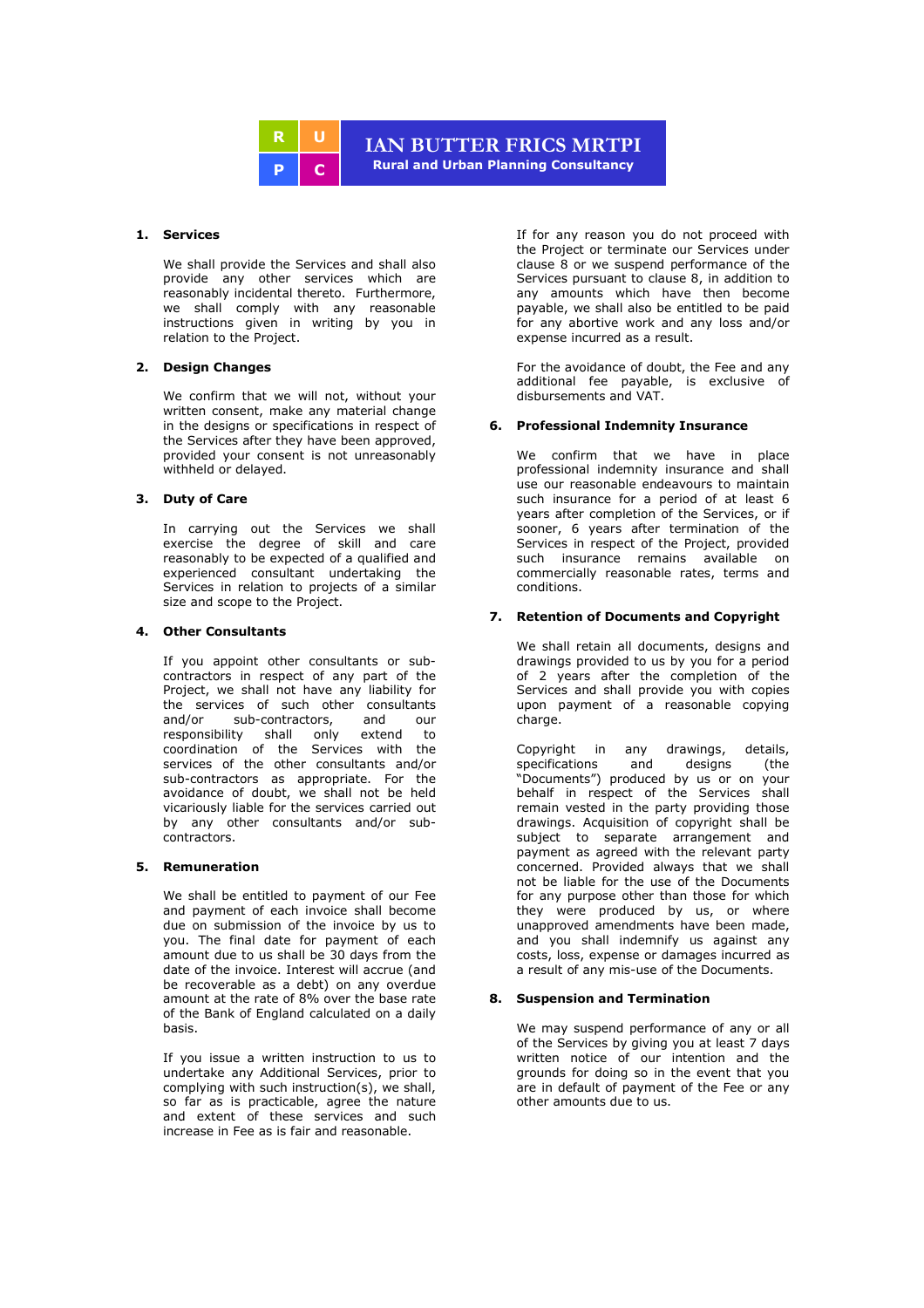R U
P C

**IAN BUTTER FRICS MRTPI**
**Rural and Urban Planning Consultancy**

## 1. Services

We shall provide the Services and shall also provide any other services which are reasonably incidental thereto. Furthermore, we shall comply with any reasonable instructions given in writing by you in relation to the Project.

## 2. Design Changes

We confirm that we will not, without your written consent, make any material change in the designs or specifications in respect of the Services after they have been approved, provided your consent is not unreasonably withheld or delayed.

## 3. Duty of Care

In carrying out the Services we shall exercise the degree of skill and care reasonably to be expected of a qualified and experienced consultant undertaking the Services in relation to projects of a similar size and scope to the Project.

## 4. Other Consultants

If you appoint other consultants or sub-contractors in respect of any part of the Project, we shall not have any liability for the services of such other consultants and/or sub-contractors, and our responsibility shall only extend to coordination of the Services with the services of the other consultants and/or sub-contractors as appropriate. For the avoidance of doubt, we shall not be held vicariously liable for the services carried out by any other consultants and/or sub-contractors.

## 5. Remuneration

We shall be entitled to payment of our Fee and payment of each invoice shall become due on submission of the invoice by us to you. The final date for payment of each amount due to us shall be 30 days from the date of the invoice. Interest will accrue (and be recoverable as a debt) on any overdue amount at the rate of 8% over the base rate of the Bank of England calculated on a daily basis.

If you issue a written instruction to us to undertake any Additional Services, prior to complying with such instruction(s), we shall, so far as is practicable, agree the nature and extent of these services and such increase in Fee as is fair and reasonable.

If for any reason you do not proceed with the Project or terminate our Services under clause 8 or we suspend performance of the Services pursuant to clause 8, in addition to any amounts which have then become payable, we shall also be entitled to be paid for any abortive work and any loss and/or expense incurred as a result.

For the avoidance of doubt, the Fee and any additional fee payable, is exclusive of disbursements and VAT.

## 6. Professional Indemnity Insurance

We confirm that we have in place professional indemnity insurance and shall use our reasonable endeavours to maintain such insurance for a period of at least 6 years after completion of the Services, or if sooner, 6 years after termination of the Services in respect of the Project, provided such insurance remains available on commercially reasonable rates, terms and conditions.

## 7. Retention of Documents and Copyright

We shall retain all documents, designs and drawings provided to us by you for a period of 2 years after the completion of the Services and shall provide you with copies upon payment of a reasonable copying charge.

Copyright in any drawings, details, specifications and designs (the "Documents") produced by us or on your behalf in respect of the Services shall remain vested in the party providing those drawings. Acquisition of copyright shall be subject to separate arrangement and payment as agreed with the relevant party concerned. Provided always that we shall not be liable for the use of the Documents for any purpose other than those for which they were produced by us, or where unapproved amendments have been made, and you shall indemnify us against any costs, loss, expense or damages incurred as a result of any mis-use of the Documents.

## 8. Suspension and Termination

We may suspend performance of any or all of the Services by giving you at least 7 days written notice of our intention and the grounds for doing so in the event that you are in default of payment of the Fee or any other amounts due to us.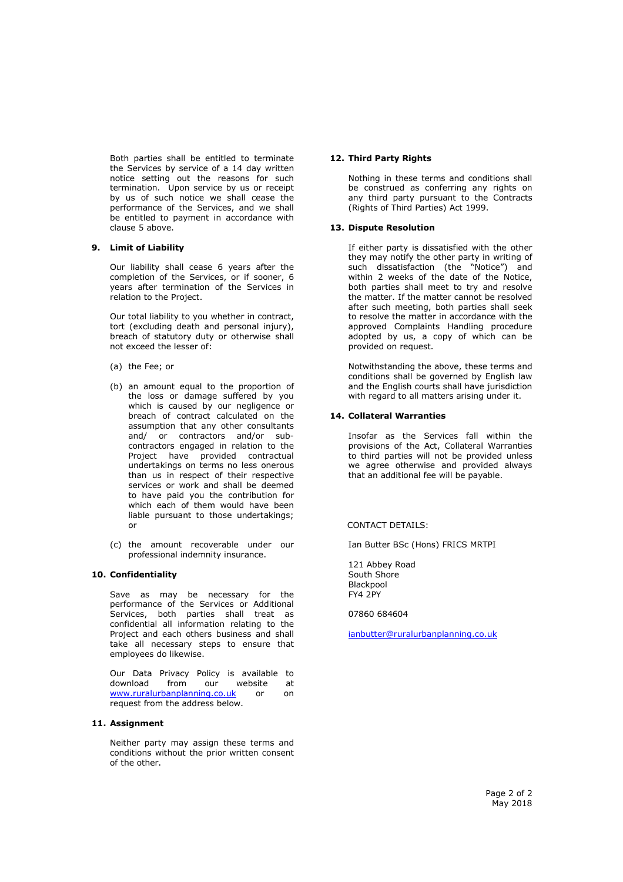Both parties shall be entitled to terminate the Services by service of a 14 day written notice setting out the reasons for such termination. Upon service by us or receipt by us of such notice we shall cease the performance of the Services, and we shall be entitled to payment in accordance with clause 5 above.

**9. Limit of Liability**

Our liability shall cease 6 years after the completion of the Services, or if sooner, 6 years after termination of the Services in relation to the Project.

Our total liability to you whether in contract, tort (excluding death and personal injury), breach of statutory duty or otherwise shall not exceed the lesser of:

(a) the Fee; or

(b) an amount equal to the proportion of the loss or damage suffered by you which is caused by our negligence or breach of contract calculated on the assumption that any other consultants and/ or contractors and/or sub-contractors engaged in relation to the Project have provided contractual undertakings on terms no less onerous than us in respect of their respective services or work and shall be deemed to have paid you the contribution for which each of them would have been liable pursuant to those undertakings; or

(c) the amount recoverable under our professional indemnity insurance.

**10. Confidentiality**

Save as may be necessary for the performance of the Services or Additional Services, both parties shall treat as confidential all information relating to the Project and each others business and shall take all necessary steps to ensure that employees do likewise.

Our Data Privacy Policy is available to download from our website at www.ruralurbanplanning.co.uk or on request from the address below.

**11. Assignment**

Neither party may assign these terms and conditions without the prior written consent of the other.

**12. Third Party Rights**

Nothing in these terms and conditions shall be construed as conferring any rights on any third party pursuant to the Contracts (Rights of Third Parties) Act 1999.

**13. Dispute Resolution**

If either party is dissatisfied with the other they may notify the other party in writing of such dissatisfaction (the "Notice") and within 2 weeks of the date of the Notice, both parties shall meet to try and resolve the matter. If the matter cannot be resolved after such meeting, both parties shall seek to resolve the matter in accordance with the approved Complaints Handling procedure adopted by us, a copy of which can be provided on request.

Notwithstanding the above, these terms and conditions shall be governed by English law and the English courts shall have jurisdiction with regard to all matters arising under it.

**14. Collateral Warranties**

Insofar as the Services fall within the provisions of the Act, Collateral Warranties to third parties will not be provided unless we agree otherwise and provided always that an additional fee will be payable.

CONTACT DETAILS:

Ian Butter BSc (Hons) FRICS MRTPI

121 Abbey Road
South Shore
Blackpool
FY4 2PY

07860 684604

ianbutter@ruralurbanplanning.co.uk

May 2018